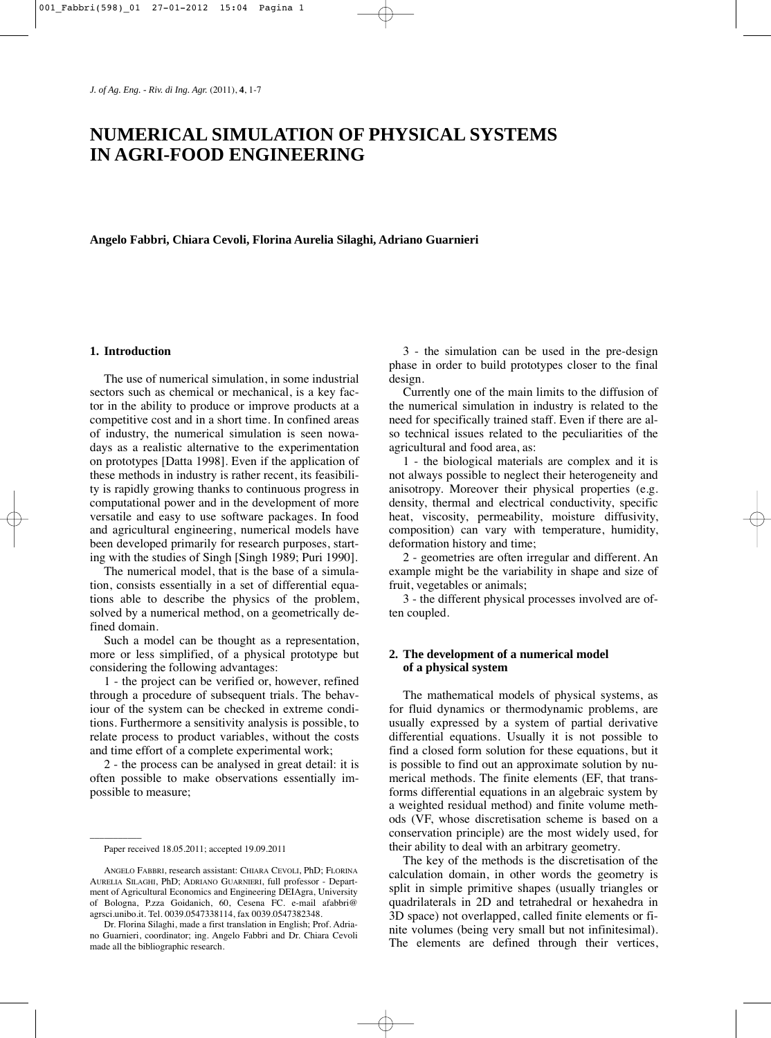# NUMERICAL SIMULATION OF PHYSICAL SYSTEMS IN AGRI-FOOD ENGINEERING

**Angelo Fabbri, Chiara Cevoli, Florina Aurelia Silaghi, Adriano Guarnieri**

## 1. Introduction

The use of numerical simulation, in some industrial sectors such as chemical or mechanical, is a key factor in the ability to produce or improve products at a competitive cost and in a short time. In confined areas of industry, the numerical simulation is seen nowadays as a realistic alternative to the experimentation on prototypes [Datta 1998]. Even if the application of these methods in industry is rather recent, its feasibility is rapidly growing thanks to continuous progress in computational power and in the development of more versatile and easy to use software packages. In food and agricultural engineering, numerical models have been developed primarily for research purposes, starting with the studies of Singh [Singh 1989; Puri 1990].

The numerical model, that is the base of a simulation, consists essentially in a set of differential equations able to describe the physics of the problem, solved by a numerical method, on a geometrically defined domain.

Such a model can be thought as a representation, more or less simplified, of a physical prototype but considering the following advantages:

1 - the project can be verified or, however, refined through a procedure of subsequent trials. The behaviour of the system can be checked in extreme conditions. Furthermore a sensitivity analysis is possible, to relate process to product variables, without the costs and time effort of a complete experimental work;

2 - the process can be analysed in great detail: it is often possible to make observations essentially impossible to measure;

3 - the simulation can be used in the pre-design phase in order to build prototypes closer to the final design.

Currently one of the main limits to the diffusion of the numerical simulation in industry is related to the need for specifically trained staff. Even if there are also technical issues related to the peculiarities of the agricultural and food area, as:

1 - the biological materials are complex and it is not always possible to neglect their heterogeneity and anisotropy. Moreover their physical properties (e.g. density, thermal and electrical conductivity, specific heat, viscosity, permeability, moisture diffusivity, composition) can vary with temperature, humidity, deformation history and time;

2 - geometries are often irregular and different. An example might be the variability in shape and size of fruit, vegetables or animals;

3 - the different physical processes involved are often coupled.

## 2. The development of a numerical model of a physical system

The mathematical models of physical systems, as for fluid dynamics or thermodynamic problems, are usually expressed by a system of partial derivative differential equations. Usually it is not possible to find a closed form solution for these equations, but it is possible to find out an approximate solution by numerical methods. The finite elements (EF, that transforms differential equations in an algebraic system by a weighted residual method) and finite volume methods (VF, whose discretisation scheme is based on a conservation principle) are the most widely used, for their ability to deal with an arbitrary geometry.

The key of the methods is the discretisation of the calculation domain, in other words the geometry is split in simple primitive shapes (usually triangles or quadrilaterals in 2D and tetrahedral or hexahedra in 3D space) not overlapped, called finite elements or finite volumes (being very small but not infinitesimal). The elements are defined through their vertices,

---

Paper received 18.05.2011; accepted 19.09.2011

ANGELO FABBRI, research assistant: CHIARA CEVOLI, PhD; FLORINA AURELIA SILAGHI, PhD; ADRIANO GUARNIERI, full professor - Department of Agricultural Economics and Engineering DEIAgra, University of Bologna, P.zza Goidanich, 60, Cesena FC. e-mail afabbri@agrsci.unibo.it. Tel. 0039.0547338114, fax 0039.0547382348.

Dr. Florina Silaghi, made a first translation in English; Prof. Adriano Guarnieri, coordinator; ing. Angelo Fabbri and Dr. Chiara Cevoli made all the bibliographic research.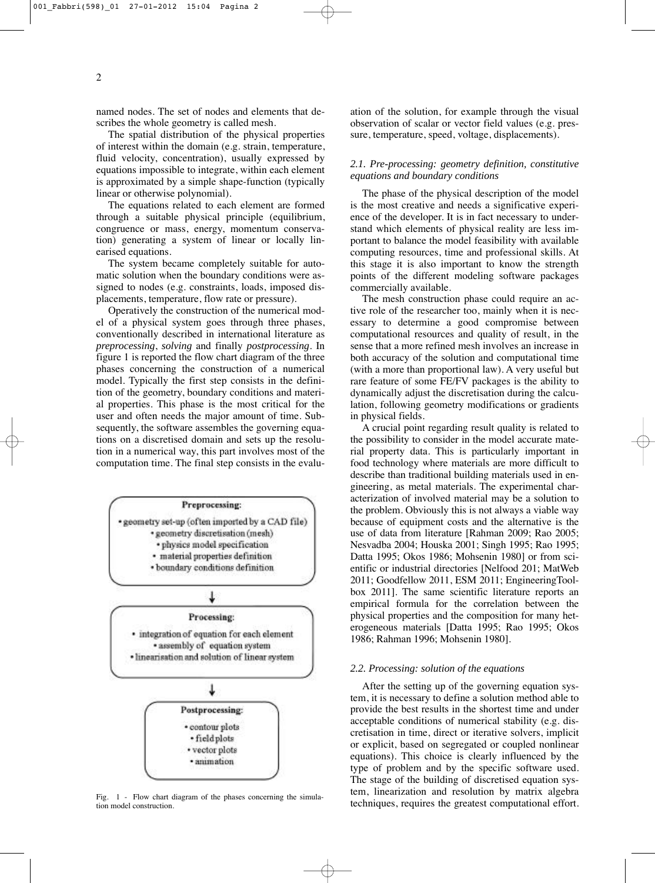named nodes. The set of nodes and elements that describes the whole geometry is called mesh.

The spatial distribution of the physical properties of interest within the domain (e.g. strain, temperature, fluid velocity, concentration), usually expressed by equations impossible to integrate, within each element is approximated by a simple shape-function (typically linear or otherwise polynomial).

The equations related to each element are formed through a suitable physical principle (equilibrium, congruence or mass, energy, momentum conservation) generating a system of linear or locally linearised equations.

The system became completely suitable for automatic solution when the boundary conditions were assigned to nodes (e.g. constraints, loads, imposed displacements, temperature, flow rate or pressure).

Operatively the construction of the numerical model of a physical system goes through three phases, conventionally described in international literature as *preprocessing*, *solving* and finally *postprocessing*. In figure 1 is reported the flow chart diagram of the three phases concerning the construction of a numerical model. Typically the first step consists in the definition of the geometry, boundary conditions and material properties. This phase is the most critical for the user and often needs the major amount of time. Subsequently, the software assembles the governing equations on a discretised domain and sets up the resolution in a numerical way, this part involves most of the computation time. The final step consists in the evaluation of the solution, for example through the visual observation of scalar or vector field values (e.g. pressure, temperature, speed, voltage, displacements).

**Preprocessing:**
- geometry set-up (often imported by a CAD file)
- geometry discretisation (mesh)
- physics model specification
- material properties definition
- boundary conditions definition

↓

**Processing:**
- integration of equation for each element
- assembly of equation system
- linearisation and solution of linear system

↓

**Postprocessing:**
- contour plots
- field plots
- vector plots
- animation

Fig. 1 - Flow chart diagram of the phases concerning the simulation model construction.

### *2.1. Pre-processing: geometry definition, constitutive equations and boundary conditions*

The phase of the physical description of the model is the most creative and needs a significative experience of the developer. It is in fact necessary to understand which elements of physical reality are less important to balance the model feasibility with available computing resources, time and professional skills. At this stage it is also important to know the strength points of the different modeling software packages commercially available.

The mesh construction phase could require an active role of the researcher too, mainly when it is necessary to determine a good compromise between computational resources and quality of result, in the sense that a more refined mesh involves an increase in both accuracy of the solution and computational time (with a more than proportional law). A very useful but rare feature of some FE/FV packages is the ability to dynamically adjust the discretisation during the calculation, following geometry modifications or gradients in physical fields.

A crucial point regarding result quality is related to the possibility to consider in the model accurate material property data. This is particularly important in food technology where materials are more difficult to describe than traditional building materials used in engineering, as metal materials. The experimental characterization of involved material may be a solution to the problem. Obviously this is not always a viable way because of equipment costs and the alternative is the use of data from literature [Rahman 2009; Rao 2005; Nesvadba 2004; Houska 2001; Singh 1995; Rao 1995; Datta 1995; Okos 1986; Mohsenin 1980] or from scientific or industrial directories [Nelfood 201; MatWeb 2011; Goodfellow 2011, ESM 2011; EngineeringToolbox 2011]. The same scientific literature reports an empirical formula for the correlation between the physical properties and the composition for many heterogeneous materials [Datta 1995; Rao 1995; Okos 1986; Rahman 1996; Mohsenin 1980].

### *2.2. Processing: solution of the equations*

After the setting up of the governing equation system, it is necessary to define a solution method able to provide the best results in the shortest time and under acceptable conditions of numerical stability (e.g. discretisation in time, direct or iterative solvers, implicit or explicit, based on segregated or coupled nonlinear equations). This choice is clearly influenced by the type of problem and by the specific software used. The stage of the building of discretised equation system, linearization and resolution by matrix algebra techniques, requires the greatest computational effort.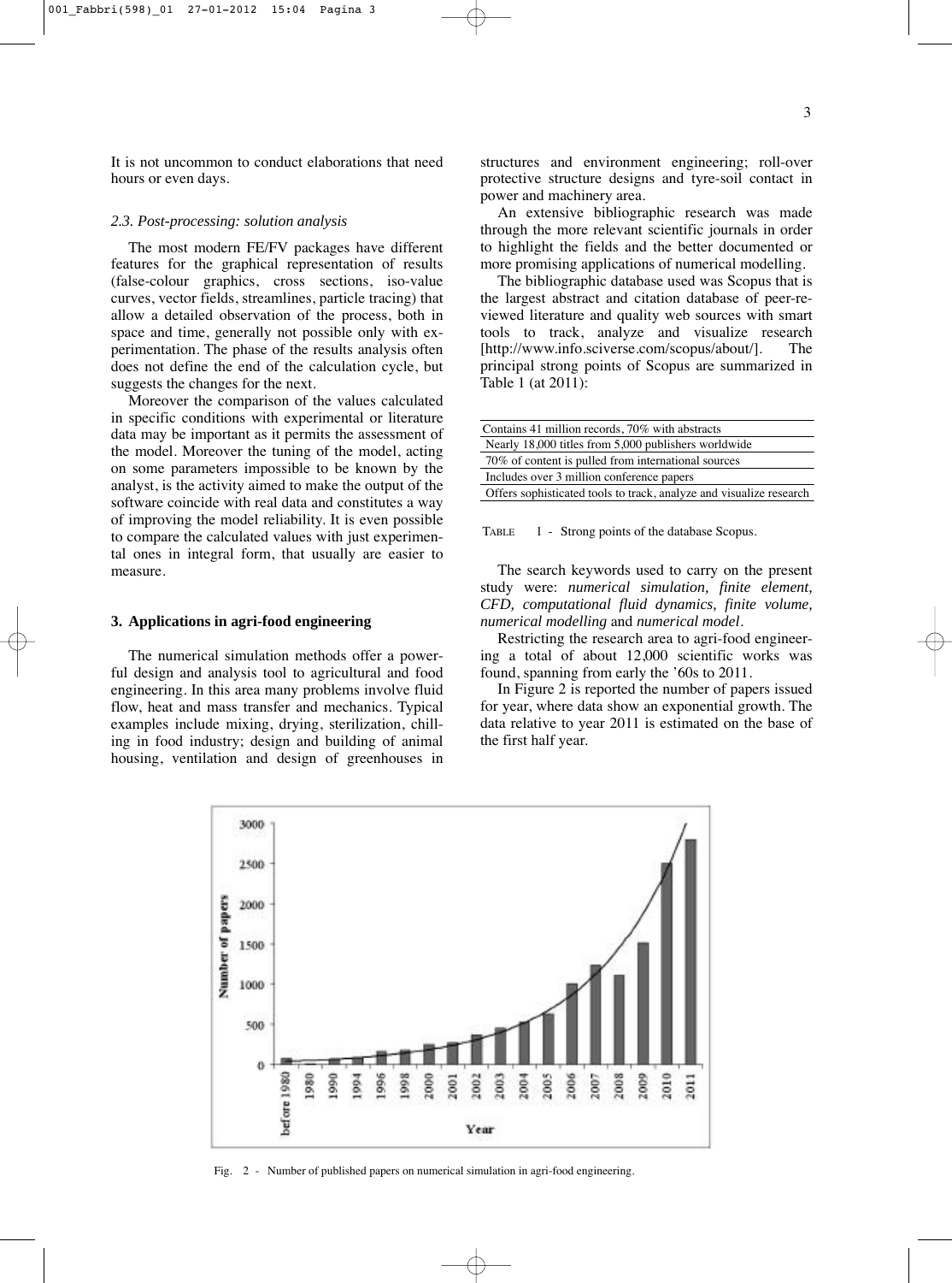It is not uncommon to conduct elaborations that need hours or even days.

### *2.3. Post-processing: solution analysis*

The most modern FE/FV packages have different features for the graphical representation of results (false-colour graphics, cross sections, iso-value curves, vector fields, streamlines, particle tracing) that allow a detailed observation of the process, both in space and time, generally not possible only with experimentation. The phase of the results analysis often does not define the end of the calculation cycle, but suggests the changes for the next.

Moreover the comparison of the values calculated in specific conditions with experimental or literature data may be important as it permits the assessment of the model. Moreover the tuning of the model, acting on some parameters impossible to be known by the analyst, is the activity aimed to make the output of the software coincide with real data and constitutes a way of improving the model reliability. It is even possible to compare the calculated values with just experimental ones in integral form, that usually are easier to measure.

## **3. Applications in agri-food engineering**

The numerical simulation methods offer a powerful design and analysis tool to agricultural and food engineering. In this area many problems involve fluid flow, heat and mass transfer and mechanics. Typical examples include mixing, drying, sterilization, chilling in food industry; design and building of animal housing, ventilation and design of greenhouses in structures and environment engineering; roll-over protective structure designs and tyre-soil contact in power and machinery area.

An extensive bibliographic research was made through the more relevant scientific journals in order to highlight the fields and the better documented or more promising applications of numerical modelling.

The bibliographic database used was Scopus that is the largest abstract and citation database of peer-reviewed literature and quality web sources with smart tools to track, analyze and visualize research [http://www.info.sciverse.com/scopus/about/]. The principal strong points of Scopus are summarized in Table 1 (at 2011):

| |
|---|
| Contains 41 million records, 70% with abstracts |
| Nearly 18,000 titles from 5,000 publishers worldwide |
| 70% of content is pulled from international sources |
| Includes over 3 million conference papers |
| Offers sophisticated tools to track, analyze and visualize research |

TABLE 1 - Strong points of the database Scopus.

The search keywords used to carry on the present study were: *numerical simulation, finite element, CFD, computational fluid dynamics, finite volume, numerical modelling* and *numerical model*.

Restricting the research area to agri-food engineering a total of about 12,000 scientific works was found, spanning from early the '60s to 2011.

In Figure 2 is reported the number of papers issued for year, where data show an exponential growth. The data relative to year 2011 is estimated on the base of the first half year.

Fig. 2 - Number of published papers on numerical simulation in agri-food engineering.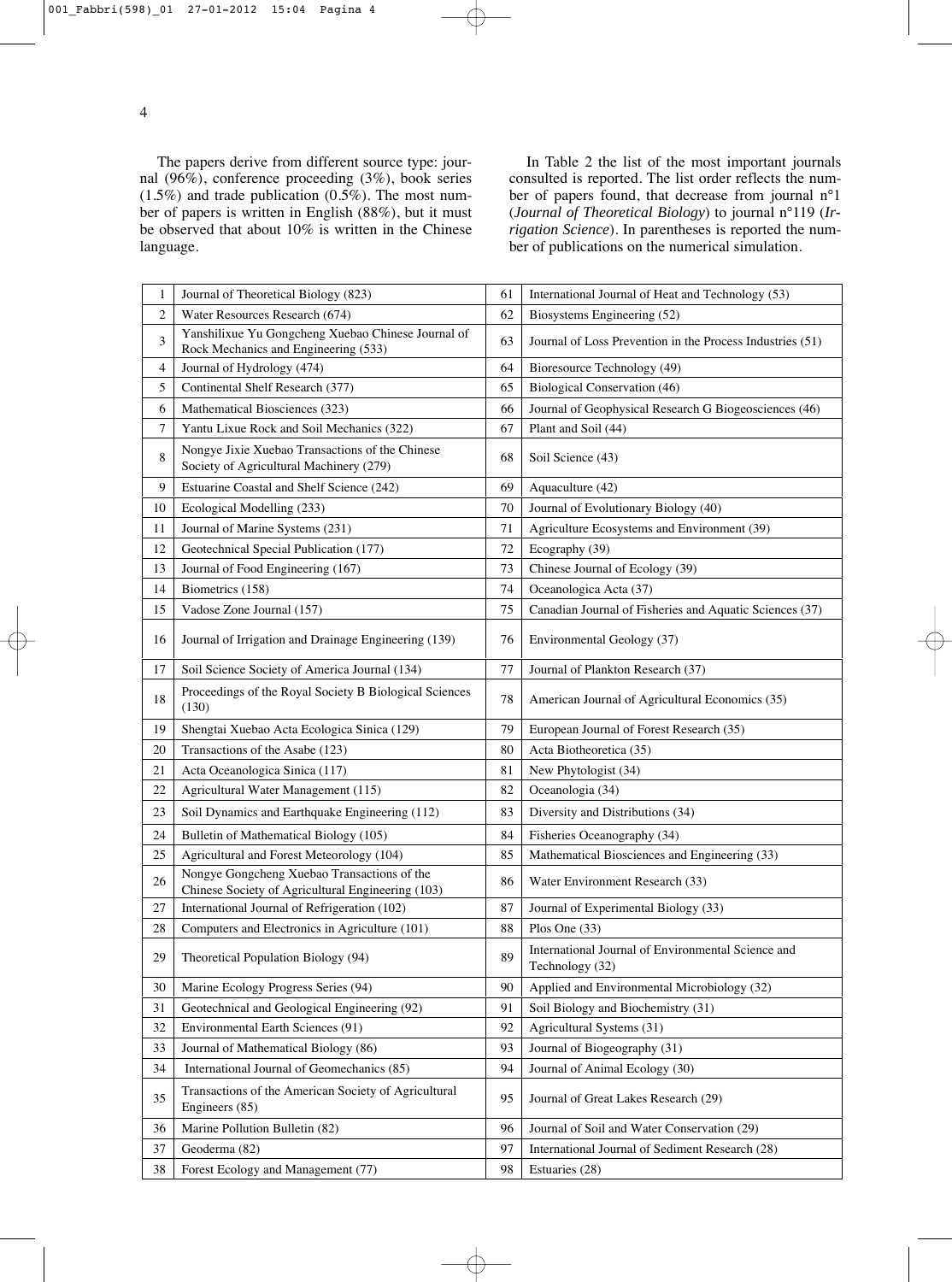The papers derive from different source type: journal (96%), conference proceeding (3%), book series (1.5%) and trade publication (0.5%). The most number of papers is written in English (88%), but it must be observed that about 10% is written in the Chinese language.

In Table 2 the list of the most important journals consulted is reported. The list order reflects the number of papers found, that decrease from journal n°1 (*Journal of Theoretical Biology*) to journal n°119 (*Irrigation Science*). In parentheses is reported the number of publications on the numerical simulation.

| | | | |
|---|---|---|---|
| 1 | Journal of Theoretical Biology (823) | 61 | International Journal of Heat and Technology (53) |
| 2 | Water Resources Research (674) | 62 | Biosystems Engineering (52) |
| 3 | Yanshilixue Yu Gongcheng Xuebao Chinese Journal of Rock Mechanics and Engineering (533) | 63 | Journal of Loss Prevention in the Process Industries (51) |
| 4 | Journal of Hydrology (474) | 64 | Bioresource Technology (49) |
| 5 | Continental Shelf Research (377) | 65 | Biological Conservation (46) |
| 6 | Mathematical Biosciences (323) | 66 | Journal of Geophysical Research G Biogeosciences (46) |
| 7 | Yantu Lixue Rock and Soil Mechanics (322) | 67 | Plant and Soil (44) |
| 8 | Nongye Jixie Xuebao Transactions of the Chinese Society of Agricultural Machinery (279) | 68 | Soil Science (43) |
| 9 | Estuarine Coastal and Shelf Science (242) | 69 | Aquaculture (42) |
| 10 | Ecological Modelling (233) | 70 | Journal of Evolutionary Biology (40) |
| 11 | Journal of Marine Systems (231) | 71 | Agriculture Ecosystems and Environment (39) |
| 12 | Geotechnical Special Publication (177) | 72 | Ecography (39) |
| 13 | Journal of Food Engineering (167) | 73 | Chinese Journal of Ecology (39) |
| 14 | Biometrics (158) | 74 | Oceanologica Acta (37) |
| 15 | Vadose Zone Journal (157) | 75 | Canadian Journal of Fisheries and Aquatic Sciences (37) |
| 16 | Journal of Irrigation and Drainage Engineering (139) | 76 | Environmental Geology (37) |
| 17 | Soil Science Society of America Journal (134) | 77 | Journal of Plankton Research (37) |
| 18 | Proceedings of the Royal Society B Biological Sciences (130) | 78 | American Journal of Agricultural Economics (35) |
| 19 | Shengtai Xuebao Acta Ecologica Sinica (129) | 79 | European Journal of Forest Research (35) |
| 20 | Transactions of the Asabe (123) | 80 | Acta Biotheoretica (35) |
| 21 | Acta Oceanologica Sinica (117) | 81 | New Phytologist (34) |
| 22 | Agricultural Water Management (115) | 82 | Oceanologia (34) |
| 23 | Soil Dynamics and Earthquake Engineering (112) | 83 | Diversity and Distributions (34) |
| 24 | Bulletin of Mathematical Biology (105) | 84 | Fisheries Oceanography (34) |
| 25 | Agricultural and Forest Meteorology (104) | 85 | Mathematical Biosciences and Engineering (33) |
| 26 | Nongye Gongcheng Xuebao Transactions of the Chinese Society of Agricultural Engineering (103) | 86 | Water Environment Research (33) |
| 27 | International Journal of Refrigeration (102) | 87 | Journal of Experimental Biology (33) |
| 28 | Computers and Electronics in Agriculture (101) | 88 | Plos One (33) |
| 29 | Theoretical Population Biology (94) | 89 | International Journal of Environmental Science and Technology (32) |
| 30 | Marine Ecology Progress Series (94) | 90 | Applied and Environmental Microbiology (32) |
| 31 | Geotechnical and Geological Engineering (92) | 91 | Soil Biology and Biochemistry (31) |
| 32 | Environmental Earth Sciences (91) | 92 | Agricultural Systems (31) |
| 33 | Journal of Mathematical Biology (86) | 93 | Journal of Biogeography (31) |
| 34 | International Journal of Geomechanics (85) | 94 | Journal of Animal Ecology (30) |
| 35 | Transactions of the American Society of Agricultural Engineers (85) | 95 | Journal of Great Lakes Research (29) |
| 36 | Marine Pollution Bulletin (82) | 96 | Journal of Soil and Water Conservation (29) |
| 37 | Geoderma (82) | 97 | International Journal of Sediment Research (28) |
| 38 | Forest Ecology and Management (77) | 98 | Estuaries (28) |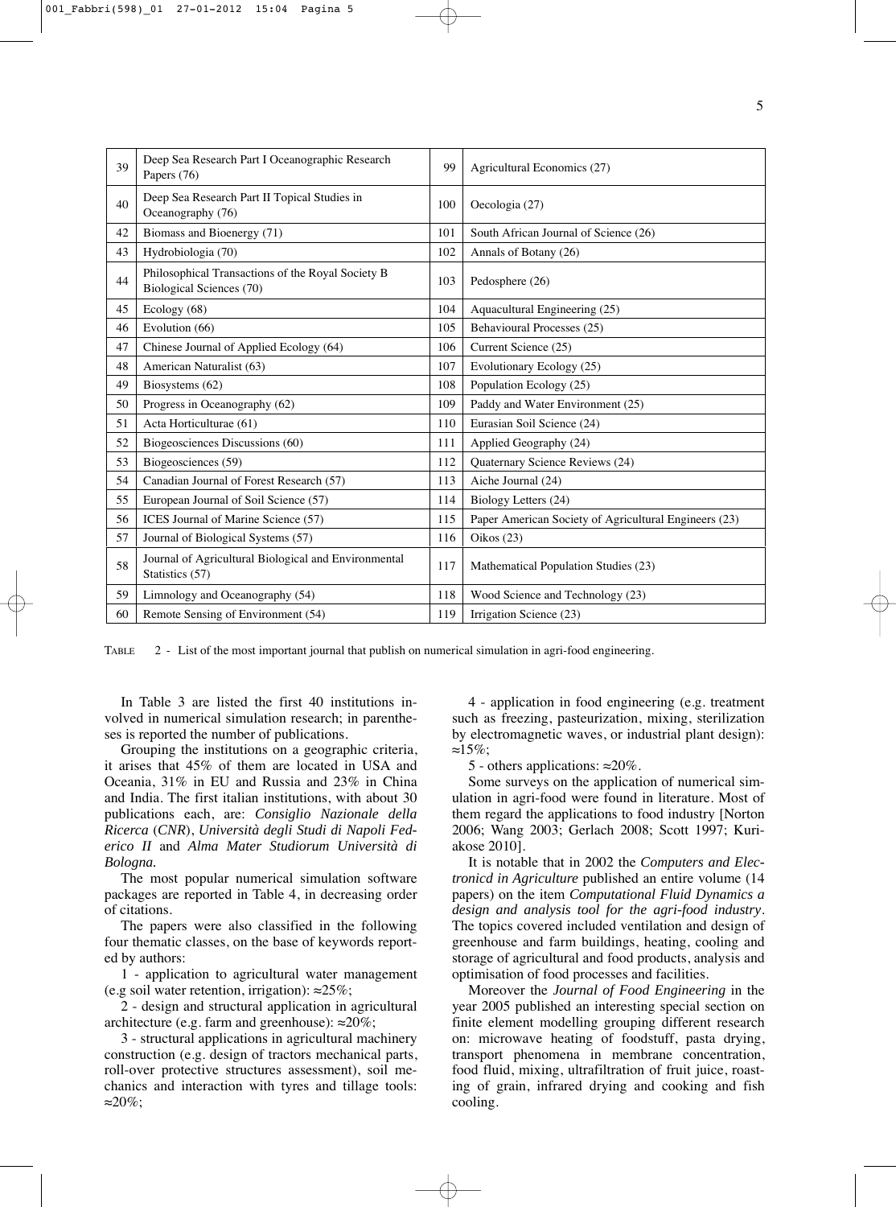| | | | |
|---|---|---|---|
| 39 | Deep Sea Research Part I Oceanographic Research Papers (76) | 99 | Agricultural Economics (27) |
| 40 | Deep Sea Research Part II Topical Studies in Oceanography (76) | 100 | Oecologia (27) |
| 42 | Biomass and Bioenergy (71) | 101 | South African Journal of Science (26) |
| 43 | Hydrobiologia (70) | 102 | Annals of Botany (26) |
| 44 | Philosophical Transactions of the Royal Society B Biological Sciences (70) | 103 | Pedosphere (26) |
| 45 | Ecology (68) | 104 | Aquacultural Engineering (25) |
| 46 | Evolution (66) | 105 | Behavioural Processes (25) |
| 47 | Chinese Journal of Applied Ecology (64) | 106 | Current Science (25) |
| 48 | American Naturalist (63) | 107 | Evolutionary Ecology (25) |
| 49 | Biosystems (62) | 108 | Population Ecology (25) |
| 50 | Progress in Oceanography (62) | 109 | Paddy and Water Environment (25) |
| 51 | Acta Horticulturae (61) | 110 | Eurasian Soil Science (24) |
| 52 | Biogeosciences Discussions (60) | 111 | Applied Geography (24) |
| 53 | Biogeosciences (59) | 112 | Quaternary Science Reviews (24) |
| 54 | Canadian Journal of Forest Research (57) | 113 | Aiche Journal (24) |
| 55 | European Journal of Soil Science (57) | 114 | Biology Letters (24) |
| 56 | ICES Journal of Marine Science (57) | 115 | Paper American Society of Agricultural Engineers (23) |
| 57 | Journal of Biological Systems (57) | 116 | Oikos (23) |
| 58 | Journal of Agricultural Biological and Environmental Statistics (57) | 117 | Mathematical Population Studies (23) |
| 59 | Limnology and Oceanography (54) | 118 | Wood Science and Technology (23) |
| 60 | Remote Sensing of Environment (54) | 119 | Irrigation Science (23) |

TABLE 2 - List of the most important journal that publish on numerical simulation in agri-food engineering.

In Table 3 are listed the first 40 institutions involved in numerical simulation research; in parentheses is reported the number of publications.

Grouping the institutions on a geographic criteria, it arises that 45% of them are located in USA and Oceania, 31% in EU and Russia and 23% in China and India. The first italian institutions, with about 30 publications each, are: *Consiglio Nazionale della Ricerca* (*CNR*), *Università degli Studi di Napoli Federico II* and *Alma Mater Studiorum Università di Bologna.*

The most popular numerical simulation software packages are reported in Table 4, in decreasing order of citations.

The papers were also classified in the following four thematic classes, on the base of keywords reported by authors:

1 - application to agricultural water management (e.g soil water retention, irrigation): ≈25%;

2 - design and structural application in agricultural architecture (e.g. farm and greenhouse): ≈20%;

3 - structural applications in agricultural machinery construction (e.g. design of tractors mechanical parts, roll-over protective structures assessment), soil mechanics and interaction with tyres and tillage tools: ≈20%;

4 - application in food engineering (e.g. treatment such as freezing, pasteurization, mixing, sterilization by electromagnetic waves, or industrial plant design): ≈15%;

5 - others applications: ≈20%.

Some surveys on the application of numerical simulation in agri-food were found in literature. Most of them regard the applications to food industry [Norton 2006; Wang 2003; Gerlach 2008; Scott 1997; Kuriakose 2010].

It is notable that in 2002 the *Computers and Electronicd in Agriculture* published an entire volume (14 papers) on the item *Computational Fluid Dynamics a design and analysis tool for the agri-food industry*. The topics covered included ventilation and design of greenhouse and farm buildings, heating, cooling and storage of agricultural and food products, analysis and optimisation of food processes and facilities.

Moreover the *Journal of Food Engineering* in the year 2005 published an interesting special section on finite element modelling grouping different research on: microwave heating of foodstuff, pasta drying, transport phenomena in membrane concentration, food fluid, mixing, ultrafiltration of fruit juice, roasting of grain, infrared drying and cooking and fish cooling.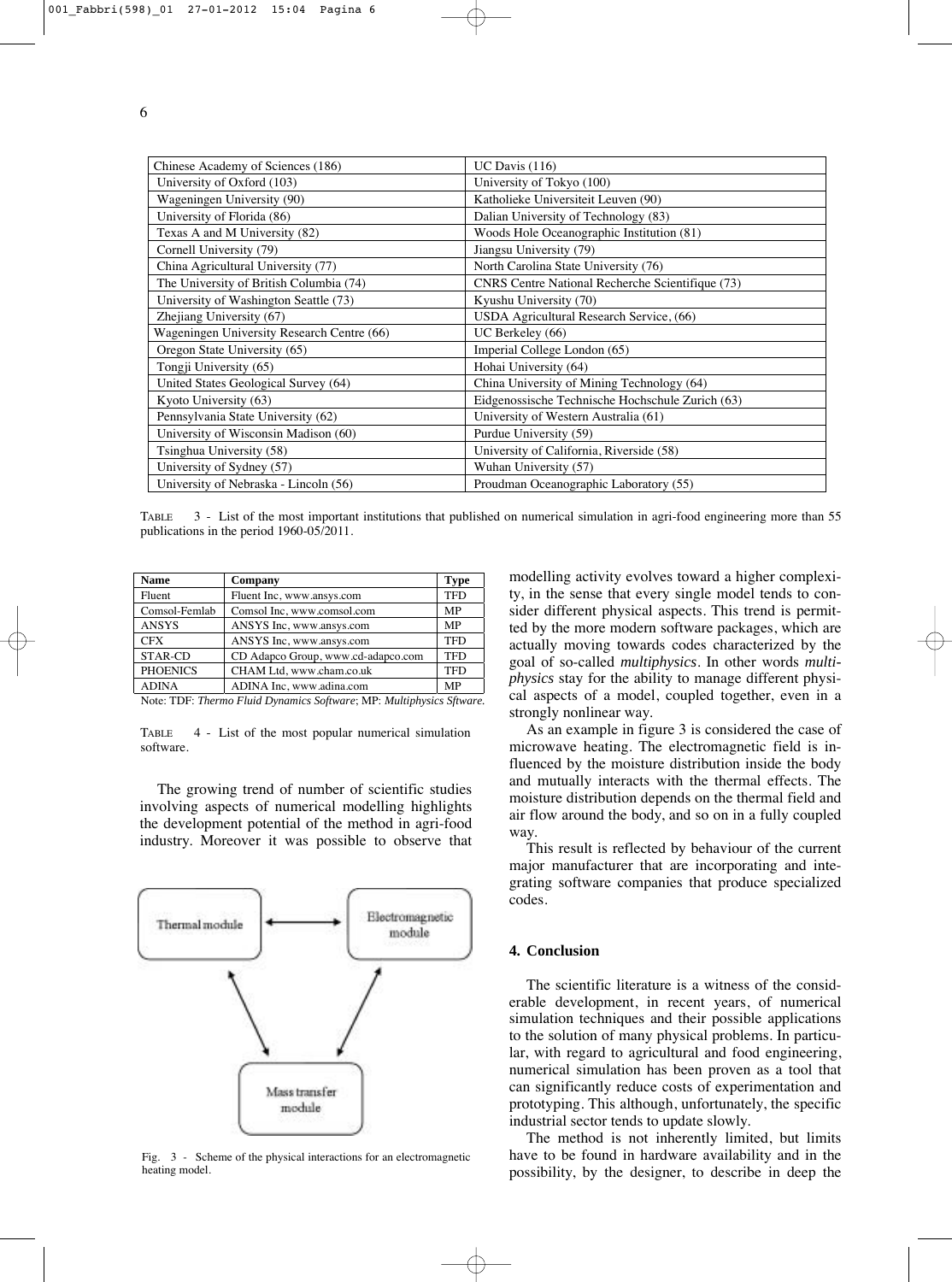| Chinese Academy of Sciences (186) | UC Davis (116) |
|---|---|
| University of Oxford (103) | University of Tokyo (100) |
| Wageningen University (90) | Katholieke Universiteit Leuven (90) |
| University of Florida (86) | Dalian University of Technology (83) |
| Texas A and M University (82) | Woods Hole Oceanographic Institution (81) |
| Cornell University (79) | Jiangsu University (79) |
| China Agricultural University (77) | North Carolina State University (76) |
| The University of British Columbia (74) | CNRS Centre National Recherche Scientifique (73) |
| University of Washington Seattle (73) | Kyushu University (70) |
| Zhejiang University (67) | USDA Agricultural Research Service, (66) |
| Wageningen University Research Centre (66) | UC Berkeley (66) |
| Oregon State University (65) | Imperial College London (65) |
| Tongji University (65) | Hohai University (64) |
| United States Geological Survey (64) | China University of Mining Technology (64) |
| Kyoto University (63) | Eidgenossische Technische Hochschule Zurich (63) |
| Pennsylvania State University (62) | University of Western Australia (61) |
| University of Wisconsin Madison (60) | Purdue University (59) |
| Tsinghua University (58) | University of California, Riverside (58) |
| University of Sydney (57) | Wuhan University (57) |
| University of Nebraska - Lincoln (56) | Proudman Oceanographic Laboratory (55) |

TABLE 3 - List of the most important institutions that published on numerical simulation in agri-food engineering more than 55 publications in the period 1960-05/2011.

| Name | Company | Type |
|---|---|---|
| Fluent | Fluent Inc, www.ansys.com | TFD |
| Comsol-Femlab | Comsol Inc, www.comsol.com | MP |
| ANSYS | ANSYS Inc, www.ansys.com | MP |
| CFX | ANSYS Inc, www.ansys.com | TFD |
| STAR-CD | CD Adapco Group, www.cd-adapco.com | TFD |
| PHOENICS | CHAM Ltd, www.cham.co.uk | TFD |
| ADINA | ADINA Inc, www.adina.com | MP |

Note: TDF: *Thermo Fluid Dynamics Software*; MP: *Multiphysics Sftware.*

TABLE 4 - List of the most popular numerical simulation software.

The growing trend of number of scientific studies involving aspects of numerical modelling highlights the development potential of the method in agri-food industry. Moreover it was possible to observe that modelling activity evolves toward a higher complexity, in the sense that every single model tends to consider different physical aspects. This trend is permitted by the more modern software packages, which are actually moving towards codes characterized by the goal of so-called *multiphysics*. In other words *multiphysics* stay for the ability to manage different physical aspects of a model, coupled together, even in a strongly nonlinear way.

Thermal module ↔ Electromagnetic module; Thermal module ↔ Mass transfer module; Electromagnetic module ↔ Mass transfer module

Fig. 3 - Scheme of the physical interactions for an electromagnetic heating model.

As an example in figure 3 is considered the case of microwave heating. The electromagnetic field is influenced by the moisture distribution inside the body and mutually interacts with the thermal effects. The moisture distribution depends on the thermal field and air flow around the body, and so on in a fully coupled way.

This result is reflected by behaviour of the current major manufacturer that are incorporating and integrating software companies that produce specialized codes.

## 4. Conclusion

The scientific literature is a witness of the considerable development, in recent years, of numerical simulation techniques and their possible applications to the solution of many physical problems. In particular, with regard to agricultural and food engineering, numerical simulation has been proven as a tool that can significantly reduce costs of experimentation and prototyping. This although, unfortunately, the specific industrial sector tends to update slowly.

The method is not inherently limited, but limits have to be found in hardware availability and in the possibility, by the designer, to describe in deep the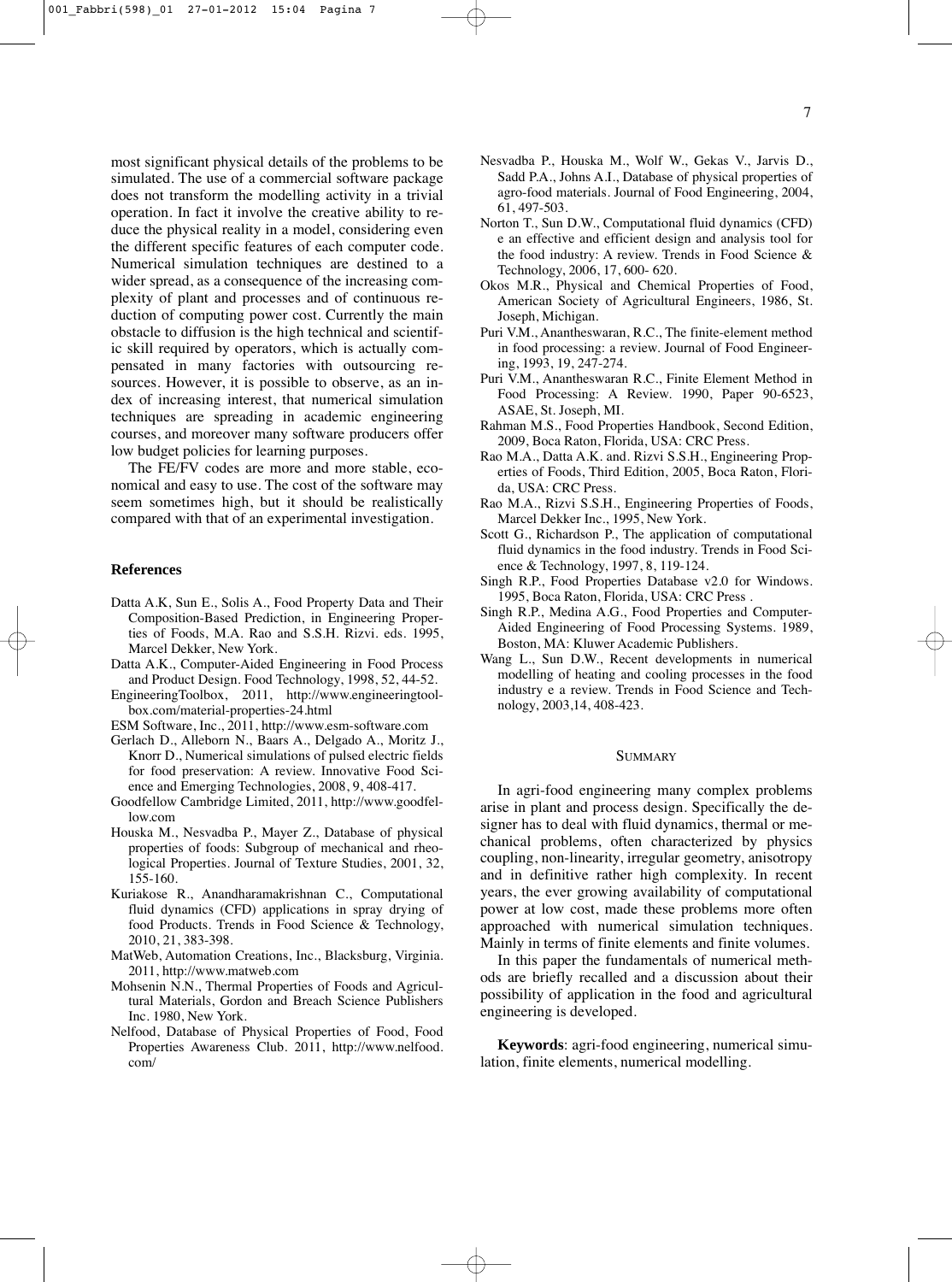most significant physical details of the problems to be simulated. The use of a commercial software package does not transform the modelling activity in a trivial operation. In fact it involve the creative ability to reduce the physical reality in a model, considering even the different specific features of each computer code. Numerical simulation techniques are destined to a wider spread, as a consequence of the increasing complexity of plant and processes and of continuous reduction of computing power cost. Currently the main obstacle to diffusion is the high technical and scientific skill required by operators, which is actually compensated in many factories with outsourcing resources. However, it is possible to observe, as an index of increasing interest, that numerical simulation techniques are spreading in academic engineering courses, and moreover many software producers offer low budget policies for learning purposes.

The FE/FV codes are more and more stable, economical and easy to use. The cost of the software may seem sometimes high, but it should be realistically compared with that of an experimental investigation.

## References

Datta A.K, Sun E., Solis A., Food Property Data and Their Composition-Based Prediction, in Engineering Properties of Foods, M.A. Rao and S.S.H. Rizvi. eds. 1995, Marcel Dekker, New York.

Datta A.K., Computer-Aided Engineering in Food Process and Product Design. Food Technology, 1998, 52, 44-52.

EngineeringToolbox, 2011, http://www.engineeringtoolbox.com/material-properties-24.html

ESM Software, Inc., 2011, http://www.esm-software.com

Gerlach D., Alleborn N., Baars A., Delgado A., Moritz J., Knorr D., Numerical simulations of pulsed electric fields for food preservation: A review. Innovative Food Science and Emerging Technologies, 2008, 9, 408-417.

Goodfellow Cambridge Limited, 2011, http://www.goodfellow.com

Houska M., Nesvadba P., Mayer Z., Database of physical properties of foods: Subgroup of mechanical and rheological Properties. Journal of Texture Studies, 2001, 32, 155-160.

Kuriakose R., Anandharamakrishnan C., Computational fluid dynamics (CFD) applications in spray drying of food Products. Trends in Food Science & Technology, 2010, 21, 383-398.

MatWeb, Automation Creations, Inc., Blacksburg, Virginia. 2011, http://www.matweb.com

Mohsenin N.N., Thermal Properties of Foods and Agricultural Materials, Gordon and Breach Science Publishers Inc. 1980, New York.

Nelfood, Database of Physical Properties of Food, Food Properties Awareness Club. 2011, http://www.nelfood.com/

Nesvadba P., Houska M., Wolf W., Gekas V., Jarvis D., Sadd P.A., Johns A.I., Database of physical properties of agro-food materials. Journal of Food Engineering, 2004, 61, 497-503.

Norton T., Sun D.W., Computational fluid dynamics (CFD) e an effective and efficient design and analysis tool for the food industry: A review. Trends in Food Science & Technology, 2006, 17, 600- 620.

Okos M.R., Physical and Chemical Properties of Food, American Society of Agricultural Engineers, 1986, St. Joseph, Michigan.

Puri V.M., Anantheswaran, R.C., The finite-element method in food processing: a review. Journal of Food Engineering, 1993, 19, 247-274.

Puri V.M., Anantheswaran R.C., Finite Element Method in Food Processing: A Review. 1990, Paper 90-6523, ASAE, St. Joseph, MI.

Rahman M.S., Food Properties Handbook, Second Edition, 2009, Boca Raton, Florida, USA: CRC Press.

Rao M.A., Datta A.K. and. Rizvi S.S.H., Engineering Properties of Foods, Third Edition, 2005, Boca Raton, Florida, USA: CRC Press.

Rao M.A., Rizvi S.S.H., Engineering Properties of Foods, Marcel Dekker Inc., 1995, New York.

Scott G., Richardson P., The application of computational fluid dynamics in the food industry. Trends in Food Science & Technology, 1997, 8, 119-124.

Singh R.P., Food Properties Database v2.0 for Windows. 1995, Boca Raton, Florida, USA: CRC Press .

Singh R.P., Medina A.G., Food Properties and Computer-Aided Engineering of Food Processing Systems. 1989, Boston, MA: Kluwer Academic Publishers.

Wang L., Sun D.W., Recent developments in numerical modelling of heating and cooling processes in the food industry e a review. Trends in Food Science and Technology, 2003,14, 408-423.

## Summary

In agri-food engineering many complex problems arise in plant and process design. Specifically the designer has to deal with fluid dynamics, thermal or mechanical problems, often characterized by physics coupling, non-linearity, irregular geometry, anisotropy and in definitive rather high complexity. In recent years, the ever growing availability of computational power at low cost, made these problems more often approached with numerical simulation techniques. Mainly in terms of finite elements and finite volumes.

In this paper the fundamentals of numerical methods are briefly recalled and a discussion about their possibility of application in the food and agricultural engineering is developed.

**Keywords**: agri-food engineering, numerical simulation, finite elements, numerical modelling.